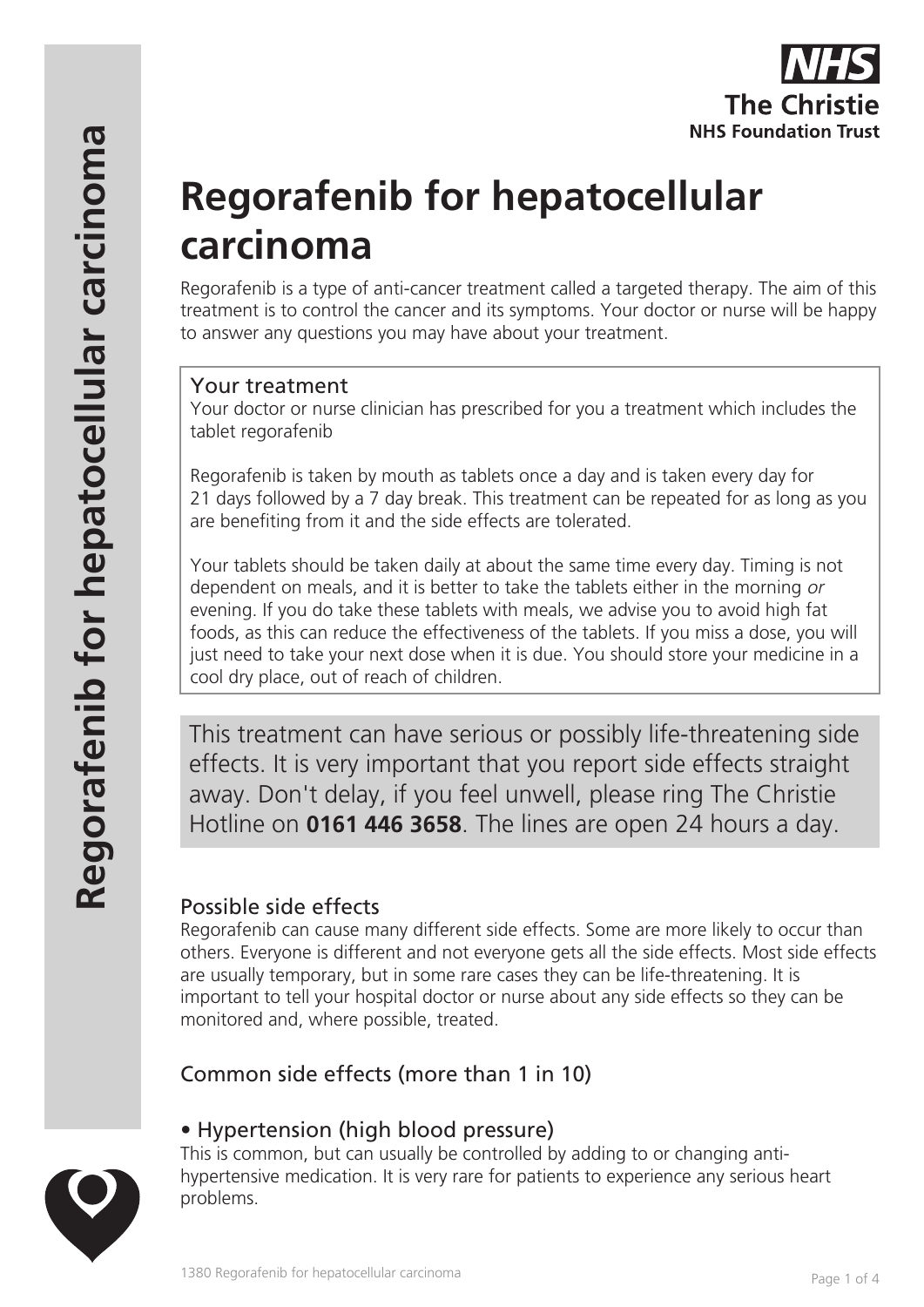# Regorafenib for hepatocellular carcinoma

Regorafenib is a type of anti-cancer treatment called a targeted therapy. The aim of this treatment is to control the cancer and its symptoms. Your doctor or nurse will be happy to answer any questions you may have about your treatment.

## Your treatment

Your doctor or nurse clinician has prescribed for you a treatment which includes the tablet regorafenib

Regorafenib is taken by mouth as tablets once a day and is taken every day for 21 days followed by a 7 day break. This treatment can be repeated for as long as you are benefiting from it and the side effects are tolerated.

Your tablets should be taken daily at about the same time every day. Timing is not dependent on meals, and it is better to take the tablets either in the morning *or* evening. If you do take these tablets with meals, we advise you to avoid high fat foods, as this can reduce the effectiveness of the tablets. If you miss a dose, you will just need to take your next dose when it is due. You should store your medicine in a cool dry place, out of reach of children.

This treatment can have serious or possibly life-threatening side effects. It is very important that you report side effects straight away. Don't delay, if you feel unwell, please ring The Christie Hotline on **0161 446 3658**. The lines are open 24 hours a day.

## Possible side effects

Regorafenib can cause many different side effects. Some are more likely to occur than others. Everyone is different and not everyone gets all the side effects. Most side effects are usually temporary, but in some rare cases they can be life-threatening. It is important to tell your hospital doctor or nurse about any side effects so they can be monitored and, where possible, treated.

## Common side effects (more than 1 in 10)

### • Hypertension (high blood pressure)

This is common, but can usually be controlled by adding to or changing anti-hypertensive medication. It is very rare for patients to experience any serious heart problems.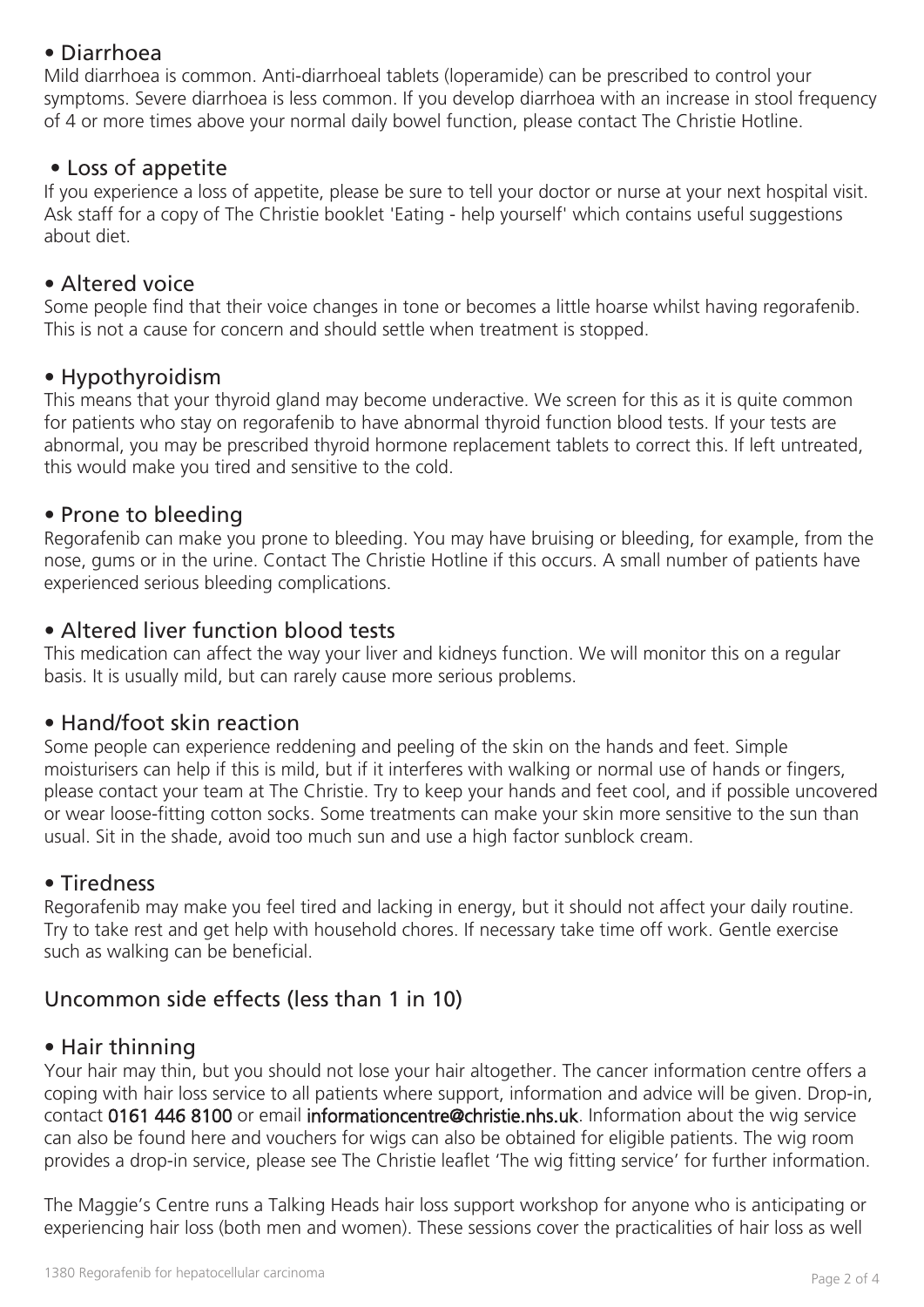## • Diarrhoea

Mild diarrhoea is common. Anti-diarrhoeal tablets (loperamide) can be prescribed to control your symptoms. Severe diarrhoea is less common. If you develop diarrhoea with an increase in stool frequency of 4 or more times above your normal daily bowel function, please contact The Christie Hotline.

## • Loss of appetite

If you experience a loss of appetite, please be sure to tell your doctor or nurse at your next hospital visit. Ask staff for a copy of The Christie booklet 'Eating - help yourself' which contains useful suggestions about diet.

## • Altered voice

Some people find that their voice changes in tone or becomes a little hoarse whilst having regorafenib. This is not a cause for concern and should settle when treatment is stopped.

## • Hypothyroidism

This means that your thyroid gland may become underactive. We screen for this as it is quite common for patients who stay on regorafenib to have abnormal thyroid function blood tests. If your tests are abnormal, you may be prescribed thyroid hormone replacement tablets to correct this. If left untreated, this would make you tired and sensitive to the cold.

## • Prone to bleeding

Regorafenib can make you prone to bleeding. You may have bruising or bleeding, for example, from the nose, gums or in the urine. Contact The Christie Hotline if this occurs. A small number of patients have experienced serious bleeding complications.

## • Altered liver function blood tests

This medication can affect the way your liver and kidneys function. We will monitor this on a regular basis. It is usually mild, but can rarely cause more serious problems.

## • Hand/foot skin reaction

Some people can experience reddening and peeling of the skin on the hands and feet. Simple moisturisers can help if this is mild, but if it interferes with walking or normal use of hands or fingers, please contact your team at The Christie. Try to keep your hands and feet cool, and if possible uncovered or wear loose-fitting cotton socks. Some treatments can make your skin more sensitive to the sun than usual. Sit in the shade, avoid too much sun and use a high factor sunblock cream.

## • Tiredness

Regorafenib may make you feel tired and lacking in energy, but it should not affect your daily routine. Try to take rest and get help with household chores. If necessary take time off work. Gentle exercise such as walking can be beneficial.

# Uncommon side effects (less than 1 in 10)

## • Hair thinning

Your hair may thin, but you should not lose your hair altogether. The cancer information centre offers a coping with hair loss service to all patients where support, information and advice will be given. Drop-in, contact **0161 446 8100** or email **informationcentre@christie.nhs.uk**. Information about the wig service can also be found here and vouchers for wigs can also be obtained for eligible patients. The wig room provides a drop-in service, please see The Christie leaflet 'The wig fitting service' for further information.

The Maggie's Centre runs a Talking Heads hair loss support workshop for anyone who is anticipating or experiencing hair loss (both men and women). These sessions cover the practicalities of hair loss as well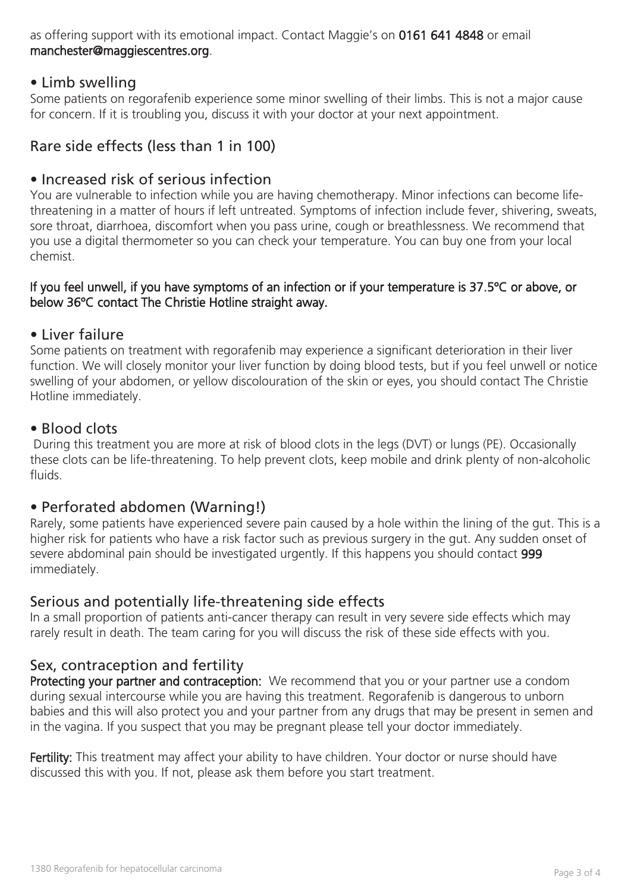as offering support with its emotional impact. Contact Maggie's on **0161 641 4848** or email **manchester@maggiescentres.org**.

### • Limb swelling

Some patients on regorafenib experience some minor swelling of their limbs. This is not a major cause for concern. If it is troubling you, discuss it with your doctor at your next appointment.

## Rare side effects (less than 1 in 100)

### • Increased risk of serious infection

You are vulnerable to infection while you are having chemotherapy. Minor infections can become life-threatening in a matter of hours if left untreated. Symptoms of infection include fever, shivering, sweats, sore throat, diarrhoea, discomfort when you pass urine, cough or breathlessness. We recommend that you use a digital thermometer so you can check your temperature. You can buy one from your local chemist.

**If you feel unwell, if you have symptoms of an infection or if your temperature is 37.5°C or above, or below 36°C contact The Christie Hotline straight away.**

### • Liver failure

Some patients on treatment with regorafenib may experience a significant deterioration in their liver function. We will closely monitor your liver function by doing blood tests, but if you feel unwell or notice swelling of your abdomen, or yellow discolouration of the skin or eyes, you should contact The Christie Hotline immediately.

### • Blood clots

During this treatment you are more at risk of blood clots in the legs (DVT) or lungs (PE). Occasionally these clots can be life-threatening. To help prevent clots, keep mobile and drink plenty of non-alcoholic fluids.

### • Perforated abdomen (Warning!)

Rarely, some patients have experienced severe pain caused by a hole within the lining of the gut. This is a higher risk for patients who have a risk factor such as previous surgery in the gut. Any sudden onset of severe abdominal pain should be investigated urgently. If this happens you should contact **999** immediately.

## Serious and potentially life-threatening side effects

In a small proportion of patients anti-cancer therapy can result in very severe side effects which may rarely result in death. The team caring for you will discuss the risk of these side effects with you.

## Sex, contraception and fertility

**Protecting your partner and contraception:** We recommend that you or your partner use a condom during sexual intercourse while you are having this treatment. Regorafenib is dangerous to unborn babies and this will also protect you and your partner from any drugs that may be present in semen and in the vagina. If you suspect that you may be pregnant please tell your doctor immediately.

**Fertility:** This treatment may affect your ability to have children. Your doctor or nurse should have discussed this with you. If not, please ask them before you start treatment.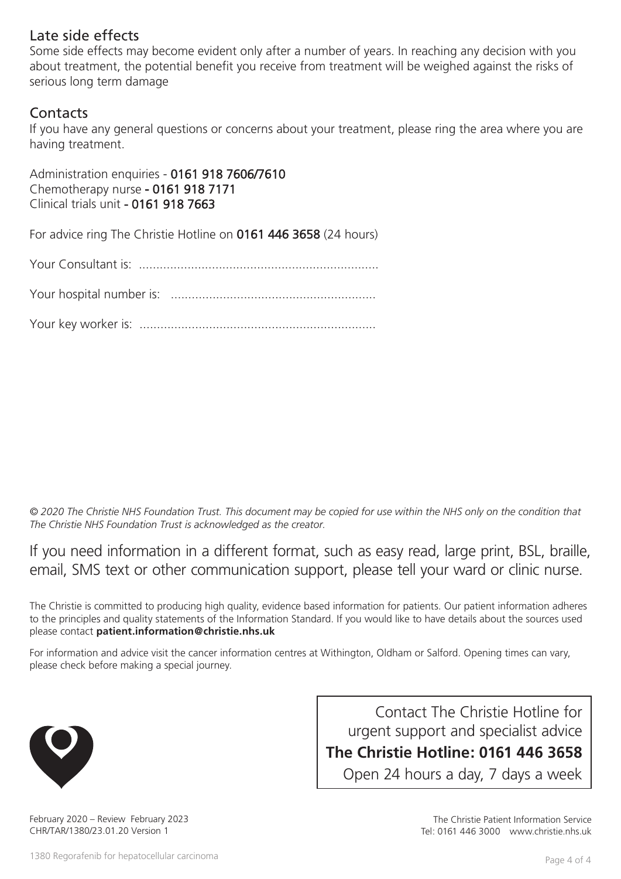## Late side effects

Some side effects may become evident only after a number of years. In reaching any decision with you about treatment, the potential benefit you receive from treatment will be weighed against the risks of serious long term damage

## Contacts

If you have any general questions or concerns about your treatment, please ring the area where you are having treatment.

Administration enquiries - 0161 918 7606/7610
Chemotherapy nurse - 0161 918 7171
Clinical trials unit - 0161 918 7663

For advice ring The Christie Hotline on 0161 446 3658 (24 hours)

Your Consultant is: ....................................................................

Your hospital number is: ..........................................................

Your key worker is: ...................................................................

*© 2020 The Christie NHS Foundation Trust. This document may be copied for use within the NHS only on the condition that The Christie NHS Foundation Trust is acknowledged as the creator.*

If you need information in a different format, such as easy read, large print, BSL, braille, email, SMS text or other communication support, please tell your ward or clinic nurse.

The Christie is committed to producing high quality, evidence based information for patients. Our patient information adheres to the principles and quality statements of the Information Standard. If you would like to have details about the sources used please contact **patient.information@christie.nhs.uk**

For information and advice visit the cancer information centres at Withington, Oldham or Salford. Opening times can vary, please check before making a special journey.

Contact The Christie Hotline for urgent support and specialist advice
**The Christie Hotline: 0161 446 3658**
Open 24 hours a day, 7 days a week

February 2020 – Review February 2023
CHR/TAR/1380/23.01.20 Version 1

The Christie Patient Information Service
Tel: 0161 446 3000 www.christie.nhs.uk

1380 Regorafenib for hepatocellular carcinoma